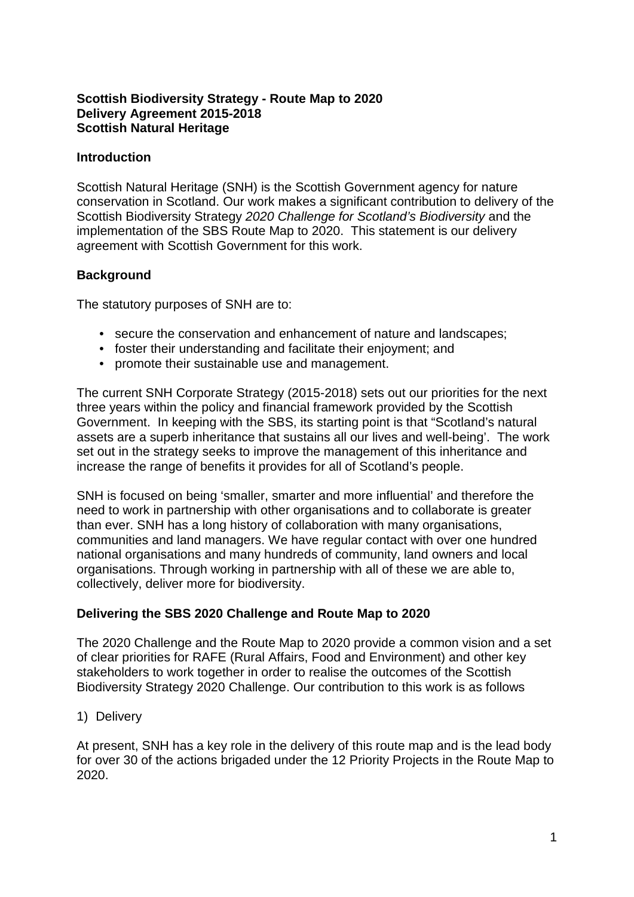**Scottish Biodiversity Strategy - Route Map to 2020**
**Delivery Agreement 2015-2018**
**Scottish Natural Heritage**

## Introduction

Scottish Natural Heritage (SNH) is the Scottish Government agency for nature conservation in Scotland. Our work makes a significant contribution to delivery of the Scottish Biodiversity Strategy *2020 Challenge for Scotland's Biodiversity* and the implementation of the SBS Route Map to 2020. This statement is our delivery agreement with Scottish Government for this work.

## Background

The statutory purposes of SNH are to:

- secure the conservation and enhancement of nature and landscapes;
- foster their understanding and facilitate their enjoyment; and
- promote their sustainable use and management.

The current SNH Corporate Strategy (2015-2018) sets out our priorities for the next three years within the policy and financial framework provided by the Scottish Government. In keeping with the SBS, its starting point is that "Scotland's natural assets are a superb inheritance that sustains all our lives and well-being'. The work set out in the strategy seeks to improve the management of this inheritance and increase the range of benefits it provides for all of Scotland's people.

SNH is focused on being 'smaller, smarter and more influential' and therefore the need to work in partnership with other organisations and to collaborate is greater than ever. SNH has a long history of collaboration with many organisations, communities and land managers. We have regular contact with over one hundred national organisations and many hundreds of community, land owners and local organisations. Through working in partnership with all of these we are able to, collectively, deliver more for biodiversity.

## Delivering the SBS 2020 Challenge and Route Map to 2020

The 2020 Challenge and the Route Map to 2020 provide a common vision and a set of clear priorities for RAFE (Rural Affairs, Food and Environment) and other key stakeholders to work together in order to realise the outcomes of the Scottish Biodiversity Strategy 2020 Challenge. Our contribution to this work is as follows

1) Delivery

At present, SNH has a key role in the delivery of this route map and is the lead body for over 30 of the actions brigaded under the 12 Priority Projects in the Route Map to 2020.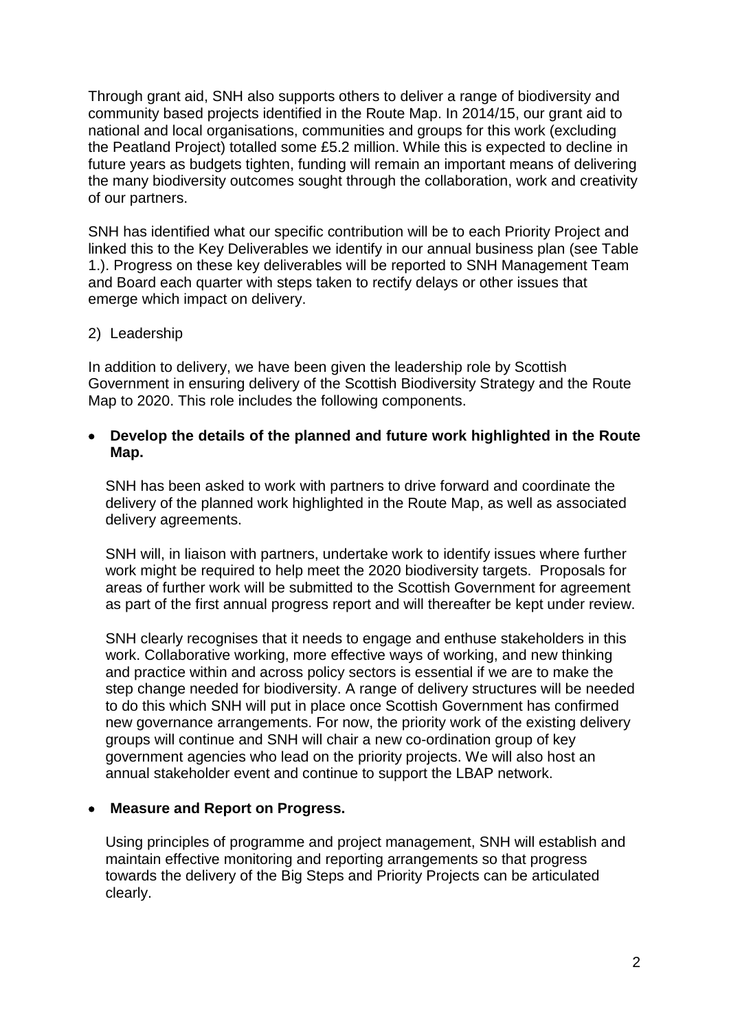Through grant aid, SNH also supports others to deliver a range of biodiversity and community based projects identified in the Route Map. In 2014/15, our grant aid to national and local organisations, communities and groups for this work (excluding the Peatland Project) totalled some £5.2 million. While this is expected to decline in future years as budgets tighten, funding will remain an important means of delivering the many biodiversity outcomes sought through the collaboration, work and creativity of our partners.

SNH has identified what our specific contribution will be to each Priority Project and linked this to the Key Deliverables we identify in our annual business plan (see Table 1.). Progress on these key deliverables will be reported to SNH Management Team and Board each quarter with steps taken to rectify delays or other issues that emerge which impact on delivery.

2) Leadership

In addition to delivery, we have been given the leadership role by Scottish Government in ensuring delivery of the Scottish Biodiversity Strategy and the Route Map to 2020. This role includes the following components.

- **Develop the details of the planned and future work highlighted in the Route Map.**

  SNH has been asked to work with partners to drive forward and coordinate the delivery of the planned work highlighted in the Route Map, as well as associated delivery agreements.

  SNH will, in liaison with partners, undertake work to identify issues where further work might be required to help meet the 2020 biodiversity targets. Proposals for areas of further work will be submitted to the Scottish Government for agreement as part of the first annual progress report and will thereafter be kept under review.

  SNH clearly recognises that it needs to engage and enthuse stakeholders in this work. Collaborative working, more effective ways of working, and new thinking and practice within and across policy sectors is essential if we are to make the step change needed for biodiversity. A range of delivery structures will be needed to do this which SNH will put in place once Scottish Government has confirmed new governance arrangements. For now, the priority work of the existing delivery groups will continue and SNH will chair a new co-ordination group of key government agencies who lead on the priority projects. We will also host an annual stakeholder event and continue to support the LBAP network.

- **Measure and Report on Progress.**

  Using principles of programme and project management, SNH will establish and maintain effective monitoring and reporting arrangements so that progress towards the delivery of the Big Steps and Priority Projects can be articulated clearly.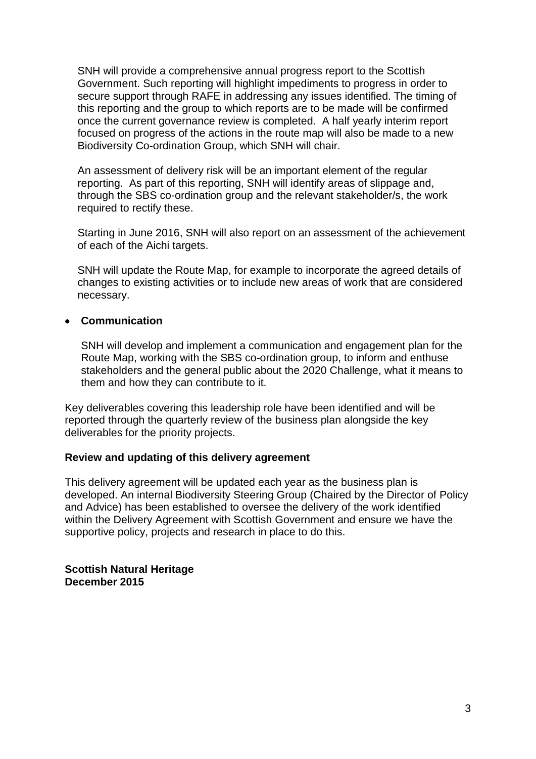SNH will provide a comprehensive annual progress report to the Scottish Government. Such reporting will highlight impediments to progress in order to secure support through RAFE in addressing any issues identified. The timing of this reporting and the group to which reports are to be made will be confirmed once the current governance review is completed. A half yearly interim report focused on progress of the actions in the route map will also be made to a new Biodiversity Co-ordination Group, which SNH will chair.

An assessment of delivery risk will be an important element of the regular reporting. As part of this reporting, SNH will identify areas of slippage and, through the SBS co-ordination group and the relevant stakeholder/s, the work required to rectify these.

Starting in June 2016, SNH will also report on an assessment of the achievement of each of the Aichi targets.

SNH will update the Route Map, for example to incorporate the agreed details of changes to existing activities or to include new areas of work that are considered necessary.

- **Communication**

  SNH will develop and implement a communication and engagement plan for the Route Map, working with the SBS co-ordination group, to inform and enthuse stakeholders and the general public about the 2020 Challenge, what it means to them and how they can contribute to it.

Key deliverables covering this leadership role have been identified and will be reported through the quarterly review of the business plan alongside the key deliverables for the priority projects.

**Review and updating of this delivery agreement**

This delivery agreement will be updated each year as the business plan is developed. An internal Biodiversity Steering Group (Chaired by the Director of Policy and Advice) has been established to oversee the delivery of the work identified within the Delivery Agreement with Scottish Government and ensure we have the supportive policy, projects and research in place to do this.

**Scottish Natural Heritage**
**December 2015**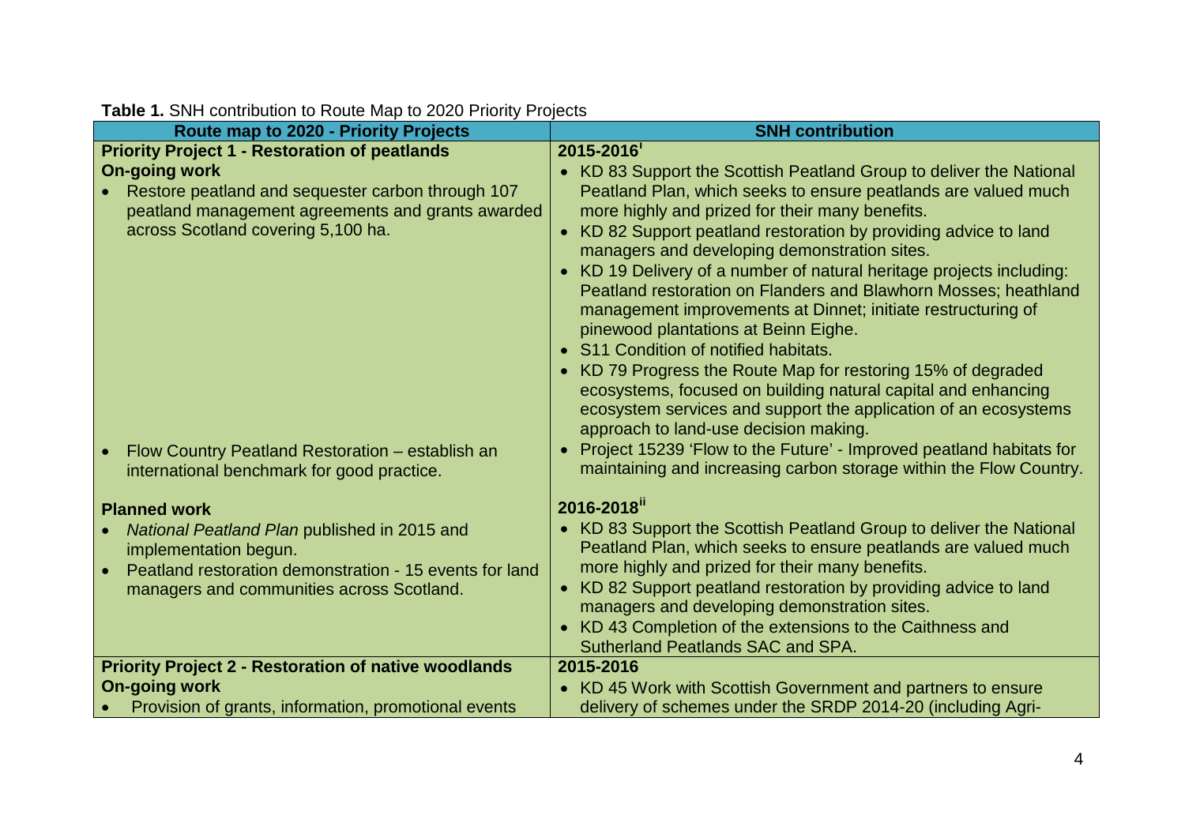**Table 1.** SNH contribution to Route Map to 2020 Priority Projects

| Route map to 2020 - Priority Projects | SNH contribution |
|---|---|
| **Priority Project 1 - Restoration of peatlands**<br>**On-going work**<br>• Restore peatland and sequester carbon through 107 peatland management agreements and grants awarded across Scotland covering 5,100 ha.<br><br>• Flow Country Peatland Restoration – establish an international benchmark for good practice. | **2015-2016**[i]<br>• KD 83 Support the Scottish Peatland Group to deliver the National Peatland Plan, which seeks to ensure peatlands are valued much more highly and prized for their many benefits.<br>• KD 82 Support peatland restoration by providing advice to land managers and developing demonstration sites.<br>• KD 19 Delivery of a number of natural heritage projects including: Peatland restoration on Flanders and Blawhorn Mosses; heathland management improvements at Dinnet; initiate restructuring of pinewood plantations at Beinn Eighe.<br>• S11 Condition of notified habitats.<br>• KD 79 Progress the Route Map for restoring 15% of degraded ecosystems, focused on building natural capital and enhancing ecosystem services and support the application of an ecosystems approach to land-use decision making.<br>• Project 15239 'Flow to the Future' - Improved peatland habitats for maintaining and increasing carbon storage within the Flow Country. |
| **Planned work**<br>• *National Peatland Plan* published in 2015 and implementation begun.<br>• Peatland restoration demonstration - 15 events for land managers and communities across Scotland. | **2016-2018**[ii]<br>• KD 83 Support the Scottish Peatland Group to deliver the National Peatland Plan, which seeks to ensure peatlands are valued much more highly and prized for their many benefits.<br>• KD 82 Support peatland restoration by providing advice to land managers and developing demonstration sites.<br>• KD 43 Completion of the extensions to the Caithness and Sutherland Peatlands SAC and SPA. |
| **Priority Project 2 - Restoration of native woodlands**<br>**On-going work**<br>• Provision of grants, information, promotional events | **2015-2016**<br>• KD 45 Work with Scottish Government and partners to ensure delivery of schemes under the SRDP 2014-20 (including Agri- |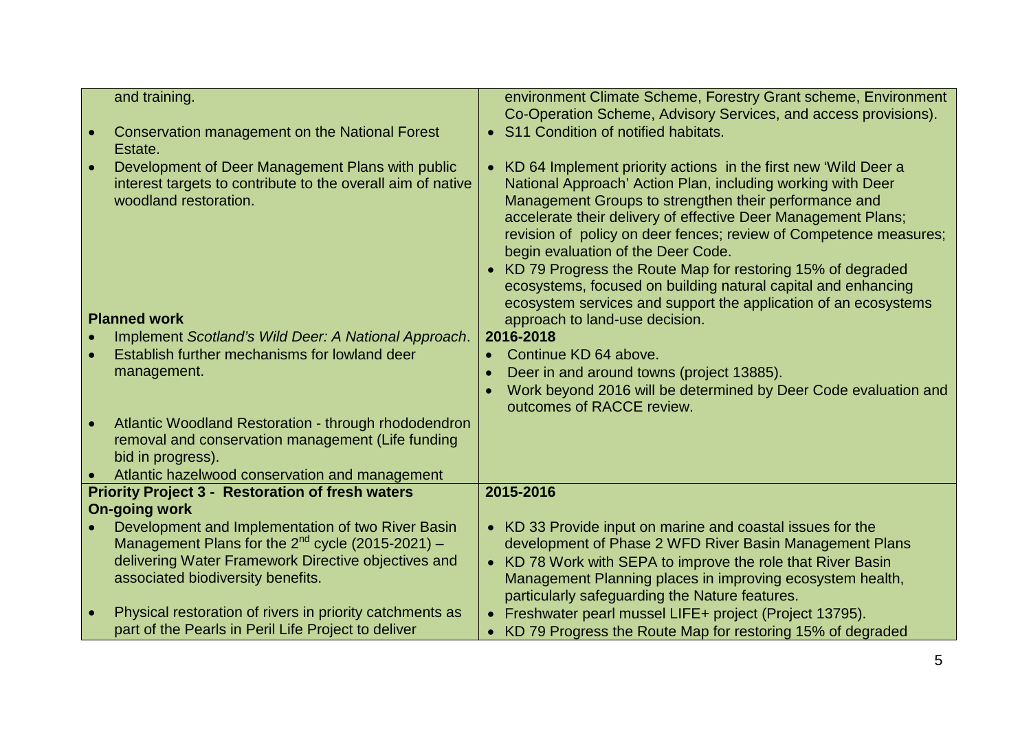| | |
|---|---|
| and training.<br><br>• Conservation management on the National Forest Estate.<br>• Development of Deer Management Plans with public interest targets to contribute to the overall aim of native woodland restoration.<br><br>**Planned work**<br>• Implement *Scotland's Wild Deer: A National Approach*.<br>• Establish further mechanisms for lowland deer management.<br><br>• Atlantic Woodland Restoration - through rhododendron removal and conservation management (Life funding bid in progress).<br>• Atlantic hazelwood conservation and management | environment Climate Scheme, Forestry Grant scheme, Environment Co-Operation Scheme, Advisory Services, and access provisions).<br>• S11 Condition of notified habitats.<br><br>• KD 64 Implement priority actions in the first new 'Wild Deer a National Approach' Action Plan, including working with Deer Management Groups to strengthen their performance and accelerate their delivery of effective Deer Management Plans; revision of policy on deer fences; review of Competence measures; begin evaluation of the Deer Code.<br>• KD 79 Progress the Route Map for restoring 15% of degraded ecosystems, focused on building natural capital and enhancing ecosystem services and support the application of an ecosystems approach to land-use decision.<br>**2016-2018**<br>• Continue KD 64 above.<br>• Deer in and around towns (project 13885).<br>• Work beyond 2016 will be determined by Deer Code evaluation and outcomes of RACCE review. |
| **Priority Project 3 - Restoration of fresh waters**<br>**On-going work**<br>• Development and Implementation of two River Basin Management Plans for the 2nd cycle (2015-2021) – delivering Water Framework Directive objectives and associated biodiversity benefits.<br><br>• Physical restoration of rivers in priority catchments as part of the Pearls in Peril Life Project to deliver | **2015-2016**<br><br>• KD 33 Provide input on marine and coastal issues for the development of Phase 2 WFD River Basin Management Plans<br>• KD 78 Work with SEPA to improve the role that River Basin Management Planning places in improving ecosystem health, particularly safeguarding the Nature features.<br>• Freshwater pearl mussel LIFE+ project (Project 13795).<br>• KD 79 Progress the Route Map for restoring 15% of degraded |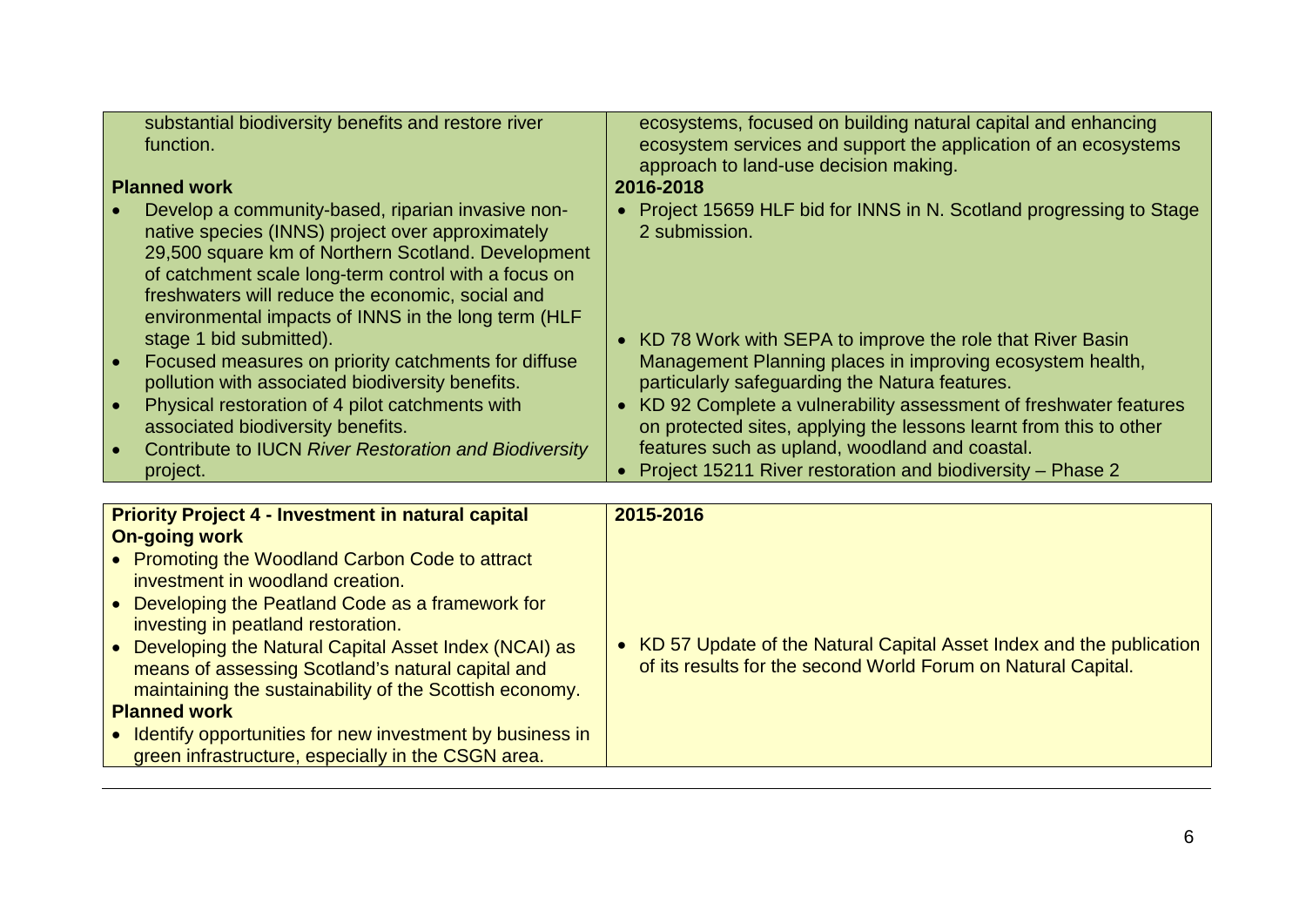| | |
|---|---|
| substantial biodiversity benefits and restore river function.<br><br>**Planned work**<br>• Develop a community-based, riparian invasive non-native species (INNS) project over approximately 29,500 square km of Northern Scotland. Development of catchment scale long-term control with a focus on freshwaters will reduce the economic, social and environmental impacts of INNS in the long term (HLF stage 1 bid submitted).<br>• Focused measures on priority catchments for diffuse pollution with associated biodiversity benefits.<br>• Physical restoration of 4 pilot catchments with associated biodiversity benefits.<br>• Contribute to IUCN *River Restoration and Biodiversity* project. | ecosystems, focused on building natural capital and enhancing ecosystem services and support the application of an ecosystems approach to land-use decision making.<br>**2016-2018**<br>• Project 15659 HLF bid for INNS in N. Scotland progressing to Stage 2 submission.<br><br>• KD 78 Work with SEPA to improve the role that River Basin Management Planning places in improving ecosystem health, particularly safeguarding the Natura features.<br>• KD 92 Complete a vulnerability assessment of freshwater features on protected sites, applying the lessons learnt from this to other features such as upland, woodland and coastal.<br>• Project 15211 River restoration and biodiversity – Phase 2 |

| | |
|---|---|
| **Priority Project 4 - Investment in natural capital**<br>**On-going work**<br>• Promoting the Woodland Carbon Code to attract investment in woodland creation.<br>• Developing the Peatland Code as a framework for investing in peatland restoration.<br>• Developing the Natural Capital Asset Index (NCAI) as means of assessing Scotland's natural capital and maintaining the sustainability of the Scottish economy.<br>**Planned work**<br>• Identify opportunities for new investment by business in green infrastructure, especially in the CSGN area. | **2015-2016**<br><br><br><br><br>• KD 57 Update of the Natural Capital Asset Index and the publication of its results for the second World Forum on Natural Capital. |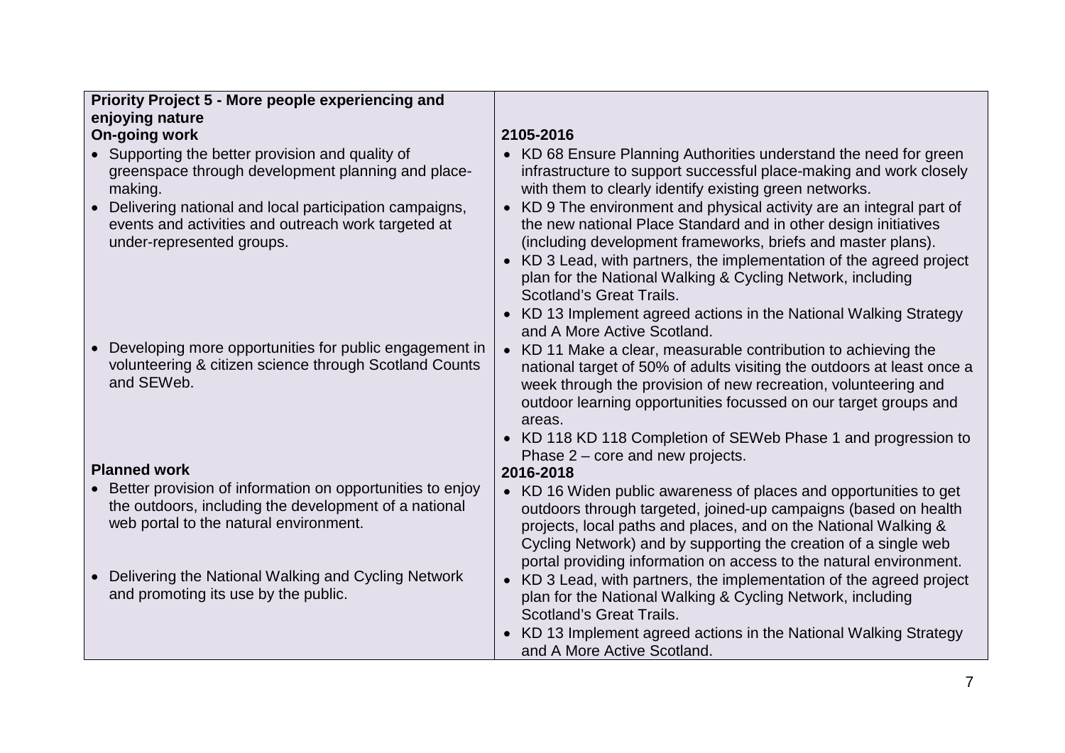| **Priority Project 5 - More people experiencing and enjoying nature** | |
|---|---|
| **On-going work** | **2105-2016** |
| • Supporting the better provision and quality of greenspace through development planning and place-making.<br>• Delivering national and local participation campaigns, events and activities and outreach work targeted at under-represented groups. | • KD 68 Ensure Planning Authorities understand the need for green infrastructure to support successful place-making and work closely with them to clearly identify existing green networks.<br>• KD 9 The environment and physical activity are an integral part of the new national Place Standard and in other design initiatives (including development frameworks, briefs and master plans).<br>• KD 3 Lead, with partners, the implementation of the agreed project plan for the National Walking & Cycling Network, including Scotland's Great Trails.<br>• KD 13 Implement agreed actions in the National Walking Strategy and A More Active Scotland. |
| • Developing more opportunities for public engagement in volunteering & citizen science through Scotland Counts and SEWeb. | • KD 11 Make a clear, measurable contribution to achieving the national target of 50% of adults visiting the outdoors at least once a week through the provision of new recreation, volunteering and outdoor learning opportunities focussed on our target groups and areas.<br>• KD 118 KD 118 Completion of SEWeb Phase 1 and progression to Phase 2 – core and new projects. |
| **Planned work** | **2016-2018** |
| • Better provision of information on opportunities to enjoy the outdoors, including the development of a national web portal to the natural environment. | • KD 16 Widen public awareness of places and opportunities to get outdoors through targeted, joined-up campaigns (based on health projects, local paths and places, and on the National Walking & Cycling Network) and by supporting the creation of a single web portal providing information on access to the natural environment. |
| • Delivering the National Walking and Cycling Network and promoting its use by the public. | • KD 3 Lead, with partners, the implementation of the agreed project plan for the National Walking & Cycling Network, including Scotland's Great Trails.<br>• KD 13 Implement agreed actions in the National Walking Strategy and A More Active Scotland. |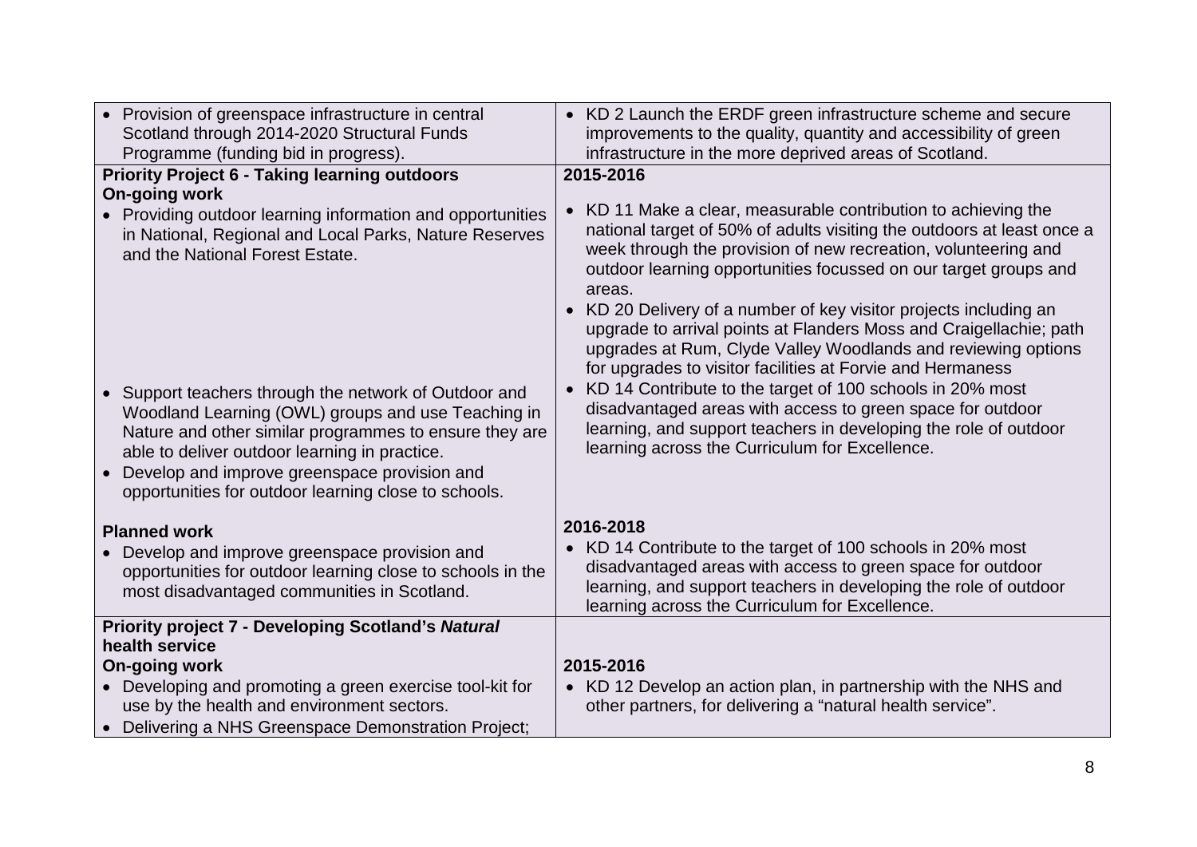| | |
|---|---|
| • Provision of greenspace infrastructure in central Scotland through 2014-2020 Structural Funds Programme (funding bid in progress). | • KD 2 Launch the ERDF green infrastructure scheme and secure improvements to the quality, quantity and accessibility of green infrastructure in the more deprived areas of Scotland. |
| **Priority Project 6 - Taking learning outdoors**<br>**On-going work**<br>• Providing outdoor learning information and opportunities in National, Regional and Local Parks, Nature Reserves and the National Forest Estate.<br>• Support teachers through the network of Outdoor and Woodland Learning (OWL) groups and use Teaching in Nature and other similar programmes to ensure they are able to deliver outdoor learning in practice.<br>• Develop and improve greenspace provision and opportunities for outdoor learning close to schools. | **2015-2016**<br>• KD 11 Make a clear, measurable contribution to achieving the national target of 50% of adults visiting the outdoors at least once a week through the provision of new recreation, volunteering and outdoor learning opportunities focussed on our target groups and areas.<br>• KD 20 Delivery of a number of key visitor projects including an upgrade to arrival points at Flanders Moss and Craigellachie; path upgrades at Rum, Clyde Valley Woodlands and reviewing options for upgrades to visitor facilities at Forvie and Hermaness<br>• KD 14 Contribute to the target of 100 schools in 20% most disadvantaged areas with access to green space for outdoor learning, and support teachers in developing the role of outdoor learning across the Curriculum for Excellence. |
| **Planned work**<br>• Develop and improve greenspace provision and opportunities for outdoor learning close to schools in the most disadvantaged communities in Scotland. | **2016-2018**<br>• KD 14 Contribute to the target of 100 schools in 20% most disadvantaged areas with access to green space for outdoor learning, and support teachers in developing the role of outdoor learning across the Curriculum for Excellence. |
| **Priority project 7 - Developing Scotland's *Natural* health service**<br>**On-going work**<br>• Developing and promoting a green exercise tool-kit for use by the health and environment sectors.<br>• Delivering a NHS Greenspace Demonstration Project; | **2015-2016**<br>• KD 12 Develop an action plan, in partnership with the NHS and other partners, for delivering a "natural health service". |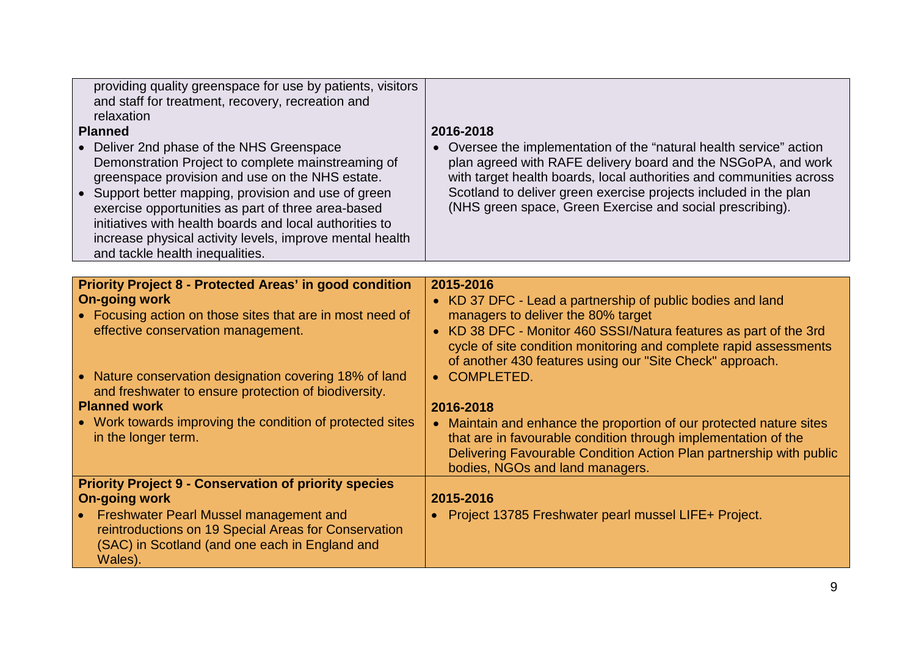| | |
|---|---|
| providing quality greenspace for use by patients, visitors and staff for treatment, recovery, recreation and relaxation<br>**Planned**<br>• Deliver 2nd phase of the NHS Greenspace Demonstration Project to complete mainstreaming of greenspace provision and use on the NHS estate.<br>• Support better mapping, provision and use of green exercise opportunities as part of three area-based initiatives with health boards and local authorities to increase physical activity levels, improve mental health and tackle health inequalities. | **2016-2018**<br>• Oversee the implementation of the "natural health service" action plan agreed with RAFE delivery board and the NSGoPA, and work with target health boards, local authorities and communities across Scotland to deliver green exercise projects included in the plan (NHS green space, Green Exercise and social prescribing). |

| | |
|---|---|
| **Priority Project 8 - Protected Areas' in good condition**<br>**On-going work**<br>• Focusing action on those sites that are in most need of effective conservation management.<br><br>• Nature conservation designation covering 18% of land and freshwater to ensure protection of biodiversity.<br>**Planned work**<br>• Work towards improving the condition of protected sites in the longer term. | **2015-2016**<br>• KD 37 DFC - Lead a partnership of public bodies and land managers to deliver the 80% target<br>• KD 38 DFC - Monitor 460 SSSI/Natura features as part of the 3rd cycle of site condition monitoring and complete rapid assessments of another 430 features using our "Site Check" approach.<br>• COMPLETED.<br><br>**2016-2018**<br>• Maintain and enhance the proportion of our protected nature sites that are in favourable condition through implementation of the Delivering Favourable Condition Action Plan partnership with public bodies, NGOs and land managers. |
| **Priority Project 9 - Conservation of priority species**<br>**On-going work**<br>• Freshwater Pearl Mussel management and reintroductions on 19 Special Areas for Conservation (SAC) in Scotland (and one each in England and Wales). | **2015-2016**<br>• Project 13785 Freshwater pearl mussel LIFE+ Project. |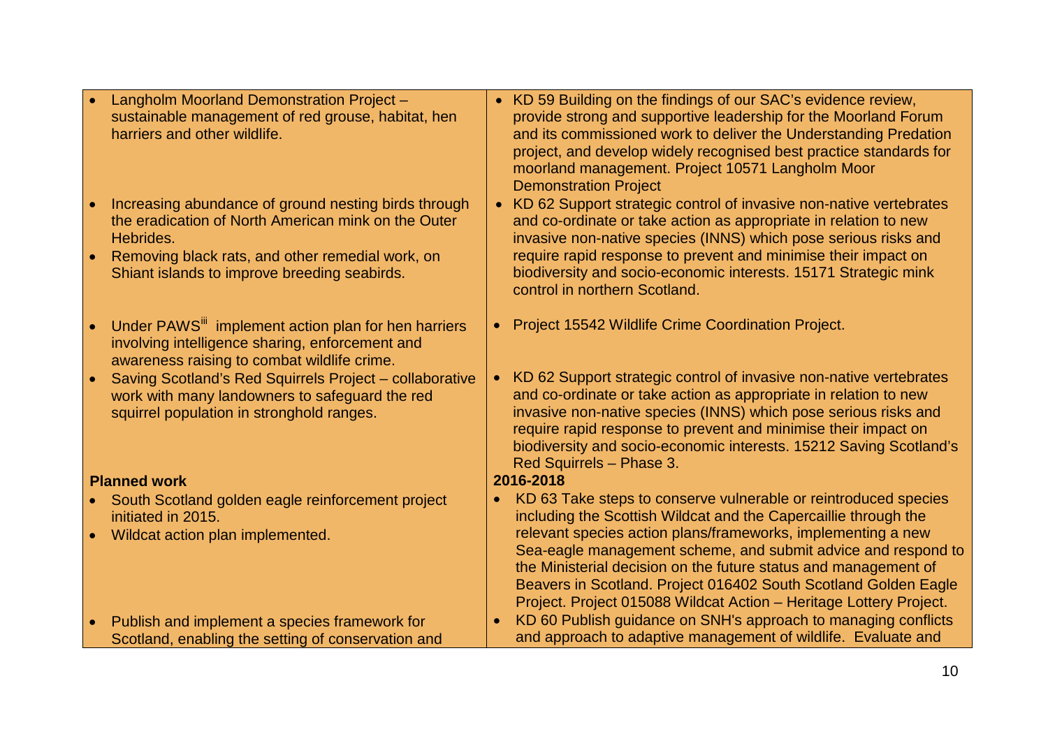| | |
|---|---|
| • Langholm Moorland Demonstration Project – sustainable management of red grouse, habitat, hen harriers and other wildlife. | • KD 59 Building on the findings of our SAC's evidence review, provide strong and supportive leadership for the Moorland Forum and its commissioned work to deliver the Understanding Predation project, and develop widely recognised best practice standards for moorland management. Project 10571 Langholm Moor Demonstration Project |
| • Increasing abundance of ground nesting birds through the eradication of North American mink on the Outer Hebrides.<br>• Removing black rats, and other remedial work, on Shiant islands to improve breeding seabirds. | • KD 62 Support strategic control of invasive non-native vertebrates and co-ordinate or take action as appropriate in relation to new invasive non-native species (INNS) which pose serious risks and require rapid response to prevent and minimise their impact on biodiversity and socio-economic interests. 15171 Strategic mink control in northern Scotland. |
| • Under PAWS[iii] implement action plan for hen harriers involving intelligence sharing, enforcement and awareness raising to combat wildlife crime. | • Project 15542 Wildlife Crime Coordination Project. |
| • Saving Scotland's Red Squirrels Project – collaborative work with many landowners to safeguard the red squirrel population in stronghold ranges. | • KD 62 Support strategic control of invasive non-native vertebrates and co-ordinate or take action as appropriate in relation to new invasive non-native species (INNS) which pose serious risks and require rapid response to prevent and minimise their impact on biodiversity and socio-economic interests. 15212 Saving Scotland's Red Squirrels – Phase 3. |
| **Planned work** | **2016-2018** |
| • South Scotland golden eagle reinforcement project initiated in 2015.<br>• Wildcat action plan implemented. | • KD 63 Take steps to conserve vulnerable or reintroduced species including the Scottish Wildcat and the Capercaillie through the relevant species action plans/frameworks, implementing a new Sea-eagle management scheme, and submit advice and respond to the Ministerial decision on the future status and management of Beavers in Scotland. Project 016402 South Scotland Golden Eagle Project. Project 015088 Wildcat Action – Heritage Lottery Project. |
| • Publish and implement a species framework for Scotland, enabling the setting of conservation and | • KD 60 Publish guidance on SNH's approach to managing conflicts and approach to adaptive management of wildlife. Evaluate and |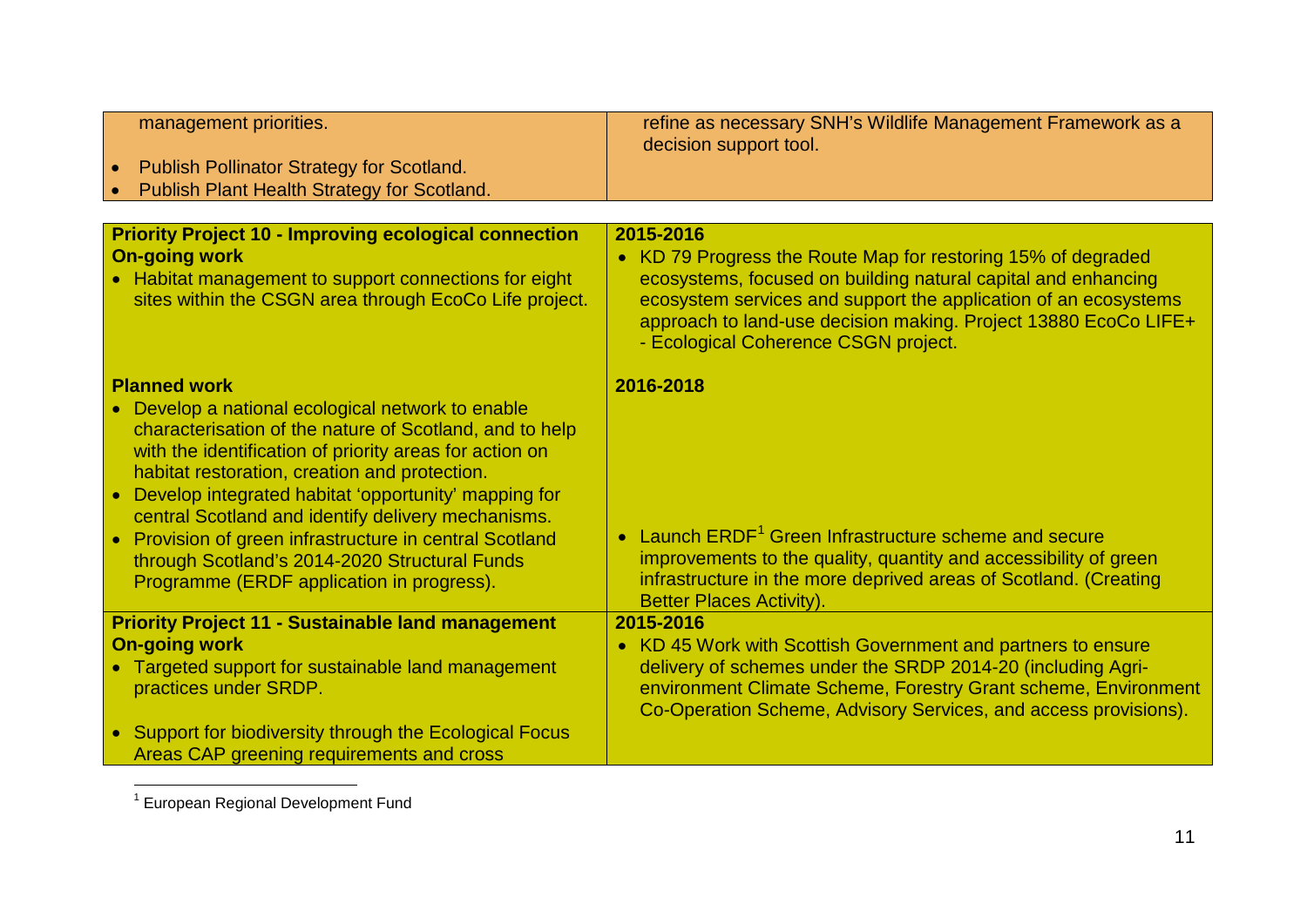| | |
|---|---|
| management priorities.<br>• Publish Pollinator Strategy for Scotland.<br>• Publish Plant Health Strategy for Scotland. | refine as necessary SNH's Wildlife Management Framework as a decision support tool. |

| | |
|---|---|
| **Priority Project 10 - Improving ecological connection**<br>**On-going work**<br>• Habitat management to support connections for eight sites within the CSGN area through EcoCo Life project. | **2015-2016**<br>• KD 79 Progress the Route Map for restoring 15% of degraded ecosystems, focused on building natural capital and enhancing ecosystem services and support the application of an ecosystems approach to land-use decision making. Project 13880 EcoCo LIFE+ - Ecological Coherence CSGN project. |
| **Planned work**<br>• Develop a national ecological network to enable characterisation of the nature of Scotland, and to help with the identification of priority areas for action on habitat restoration, creation and protection.<br>• Develop integrated habitat 'opportunity' mapping for central Scotland and identify delivery mechanisms.<br>• Provision of green infrastructure in central Scotland through Scotland's 2014-2020 Structural Funds Programme (ERDF application in progress). | **2016-2018**<br>• Launch ERDF[1] Green Infrastructure scheme and secure improvements to the quality, quantity and accessibility of green infrastructure in the more deprived areas of Scotland. (Creating Better Places Activity). |
| **Priority Project 11 - Sustainable land management**<br>**On-going work**<br>• Targeted support for sustainable land management practices under SRDP.<br>• Support for biodiversity through the Ecological Focus Areas CAP greening requirements and cross | **2015-2016**<br>• KD 45 Work with Scottish Government and partners to ensure delivery of schemes under the SRDP 2014-20 (including Agri-environment Climate Scheme, Forestry Grant scheme, Environment Co-Operation Scheme, Advisory Services, and access provisions). |

[1] European Regional Development Fund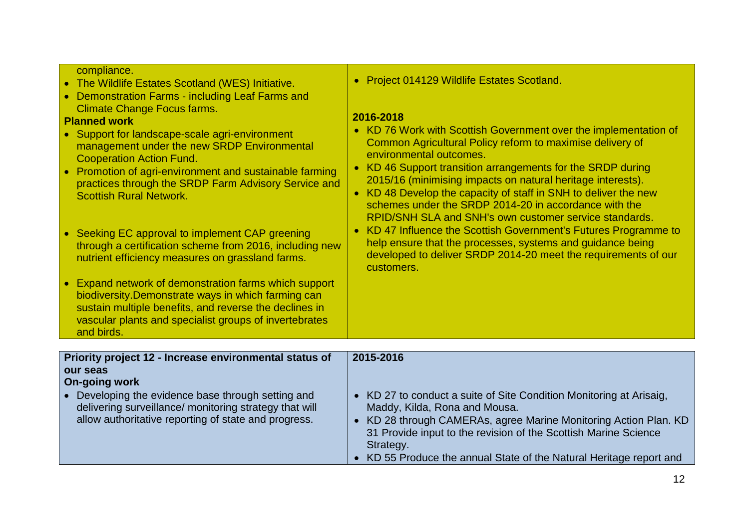| | |
|---|---|
| compliance.<br>• The Wildlife Estates Scotland (WES) Initiative.<br>• Demonstration Farms - including Leaf Farms and Climate Change Focus farms.<br>**Planned work**<br>• Support for landscape-scale agri-environment management under the new SRDP Environmental Cooperation Action Fund.<br>• Promotion of agri-environment and sustainable farming practices through the SRDP Farm Advisory Service and Scottish Rural Network.<br>• Seeking EC approval to implement CAP greening through a certification scheme from 2016, including new nutrient efficiency measures on grassland farms.<br>• Expand network of demonstration farms which support biodiversity.Demonstrate ways in which farming can sustain multiple benefits, and reverse the declines in vascular plants and specialist groups of invertebrates and birds. | • Project 014129 Wildlife Estates Scotland.<br>**2016-2018**<br>• KD 76 Work with Scottish Government over the implementation of Common Agricultural Policy reform to maximise delivery of environmental outcomes.<br>• KD 46 Support transition arrangements for the SRDP during 2015/16 (minimising impacts on natural heritage interests).<br>• KD 48 Develop the capacity of staff in SNH to deliver the new schemes under the SRDP 2014-20 in accordance with the RPID/SNH SLA and SNH's own customer service standards.<br>• KD 47 Influence the Scottish Government's Futures Programme to help ensure that the processes, systems and guidance being developed to deliver SRDP 2014-20 meet the requirements of our customers. |

| **Priority project 12 - Increase environmental status of our seas** | **2015-2016** |
|---|---|
| **On-going work**<br>• Developing the evidence base through setting and delivering surveillance/ monitoring strategy that will allow authoritative reporting of state and progress. | • KD 27 to conduct a suite of Site Condition Monitoring at Arisaig, Maddy, Kilda, Rona and Mousa.<br>• KD 28 through CAMERAs, agree Marine Monitoring Action Plan. KD 31 Provide input to the revision of the Scottish Marine Science Strategy.<br>• KD 55 Produce the annual State of the Natural Heritage report and |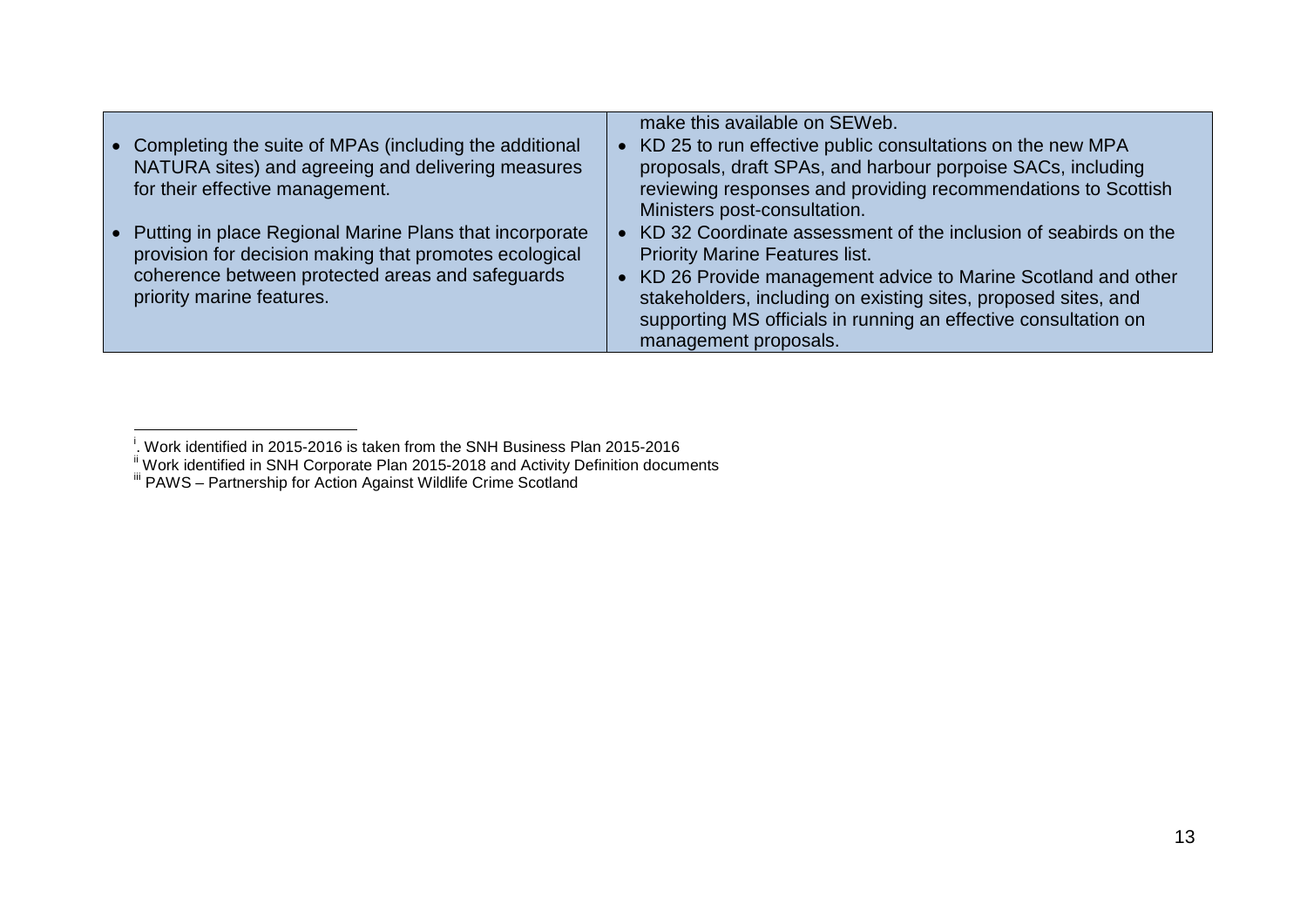| | |
|---|---|
| • Completing the suite of MPAs (including the additional NATURA sites) and agreeing and delivering measures for their effective management.<br><br>• Putting in place Regional Marine Plans that incorporate provision for decision making that promotes ecological coherence between protected areas and safeguards priority marine features. | make this available on SEWeb.<br>• KD 25 to run effective public consultations on the new MPA proposals, draft SPAs, and harbour porpoise SACs, including reviewing responses and providing recommendations to Scottish Ministers post-consultation.<br>• KD 32 Coordinate assessment of the inclusion of seabirds on the Priority Marine Features list.<br>• KD 26 Provide management advice to Marine Scotland and other stakeholders, including on existing sites, proposed sites, and supporting MS officials in running an effective consultation on management proposals. |

---

[i]. Work identified in 2015-2016 is taken from the SNH Business Plan 2015-2016

[ii] Work identified in SNH Corporate Plan 2015-2018 and Activity Definition documents

[iii] PAWS – Partnership for Action Against Wildlife Crime Scotland